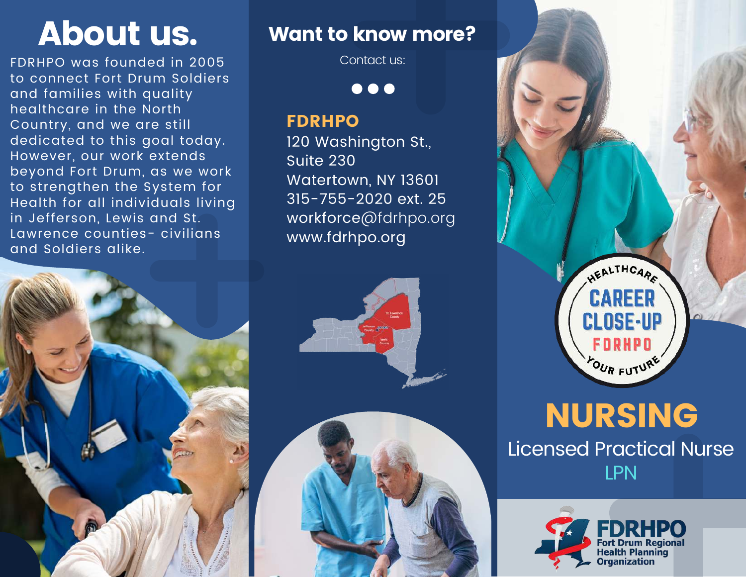# About us.

FDRHPO was founded in 2005 to connect Fort Drum Soldiers and families with quality healthcare in the North Country, and we are still dedicated to this goal today. However, our work extends beyond Fort Drum, as we work to strengthen the System for Health for all individuals living in Jefferson, Lewis and St. Lawrence counties- civilians and Soldiers alike.

## Want to know more?

Contact us:

**FDRHPO**
120 Washington St.,
Suite 230
Watertown, NY 13601
315-755-2020 ext. 25
workforce@fdrhpo.org
www.fdrhpo.org

St. Lawrence County
Jefferson County
Lewis County

HEALTHCARE CAREER CLOSE-UP FDRHPO YOUR FUTURE

# NURSING

## Licensed Practical Nurse

## LPN

FDRHPO Fort Drum Regional Health Planning Organization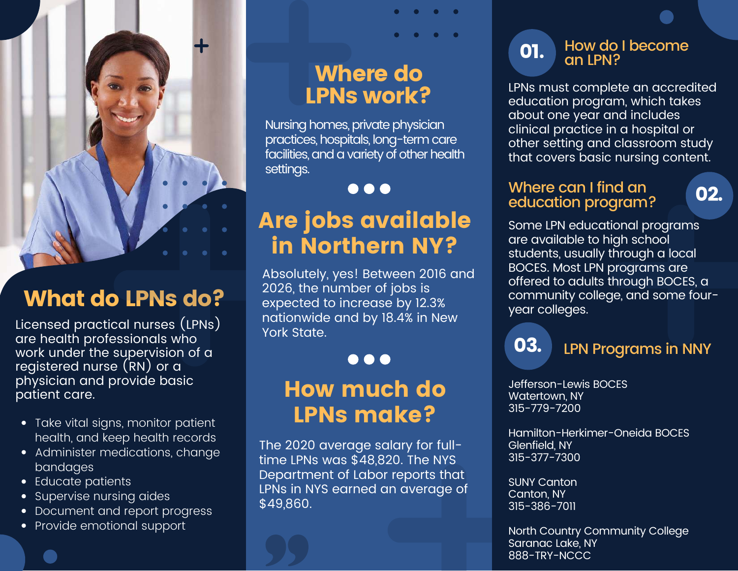## What do LPNs do?

Licensed practical nurses (LPNs) are health professionals who work under the supervision of a registered nurse (RN) or a physician and provide basic patient care.

- Take vital signs, monitor patient health, and keep health records
- Administer medications, change bandages
- Educate patients
- Supervise nursing aides
- Document and report progress
- Provide emotional support

## Where do LPNs work?

Nursing homes, private physician practices, hospitals, long-term care facilities, and a variety of other health settings.

## Are jobs available in Northern NY?

Absolutely, yes! Between 2016 and 2026, the number of jobs is expected to increase by 12.3% nationwide and by 18.4% in New York State.

## How much do LPNs make?

The 2020 average salary for full-time LPNs was $48,820. The NYS Department of Labor reports that LPNs in NYS earned an average of $49,860.

### 01. How do I become an LPN?

LPNs must complete an accredited education program, which takes about one year and includes clinical practice in a hospital or other setting and classroom study that covers basic nursing content.

### 02. Where can I find an education program?

Some LPN educational programs are available to high school students, usually through a local BOCES. Most LPN programs are offered to adults through BOCES, a community college, and some four-year colleges.

### 03. LPN Programs in NNY

Jefferson-Lewis BOCES
Watertown, NY
315-779-7200

Hamilton-Herkimer-Oneida BOCES
Glenfield, NY
315-377-7300

SUNY Canton
Canton, NY
315-386-7011

North Country Community College
Saranac Lake, NY
888-TRY-NCCC